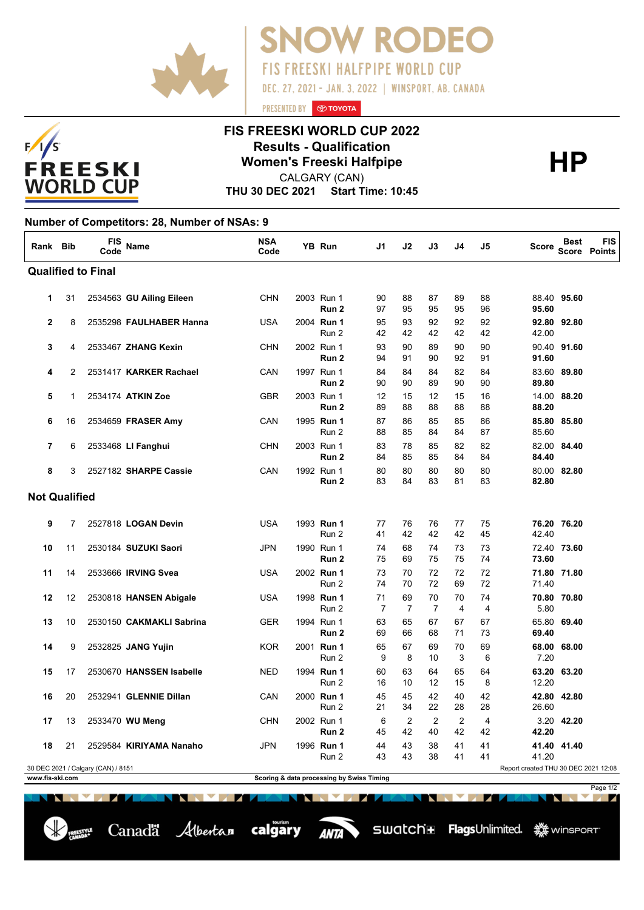# SNOW RODEO

FIS FREESKI HALFPIPE WORLD CUP

DEC. 27, 2021 - JAN. 3, 2022 | WINSPORT, AB, CANADA

PRESENTED BY TOYOTA

## FIS FREESKI WORLD CUP 2022
## Results - Qualification
## Women's Freeski Halfpipe

**HP**

CALGARY (CAN)

**THU 30 DEC 2021 Start Time: 10:45**

**Number of Competitors: 28, Number of NSAs: 9**

| Rank | Bib | FIS Code | Name | NSA Code | YB | Run | J1 | J2 | J3 | J4 | J5 | Score | Best Score | FIS Points |
|---|---|---|---|---|---|---|---|---|---|---|---|---|---|---|
| **Qualified to Final** | | | | | | | | | | | | | | |
| 1 | 31 | 2534563 | **GU Ailing Eileen** | CHN | 2003 | Run 1 | 90 | 88 | 87 | 89 | 88 | 88.40 | **95.60** | |
| | | | | | | **Run 2** | 97 | 95 | 95 | 95 | 96 | **95.60** | | |
| 2 | 8 | 2535298 | **FAULHABER Hanna** | USA | 2004 | **Run 1** | 95 | 93 | 92 | 92 | 92 | **92.80** | **92.80** | |
| | | | | | | Run 2 | 42 | 42 | 42 | 42 | 42 | 42.00 | | |
| 3 | 4 | 2533467 | **ZHANG Kexin** | CHN | 2002 | Run 1 | 93 | 90 | 89 | 90 | 90 | 90.40 | **91.60** | |
| | | | | | | **Run 2** | 94 | 91 | 90 | 92 | 91 | **91.60** | | |
| 4 | 2 | 2531417 | **KARKER Rachael** | CAN | 1997 | Run 1 | 84 | 84 | 84 | 82 | 84 | 83.60 | **89.80** | |
| | | | | | | **Run 2** | 90 | 90 | 89 | 90 | 90 | **89.80** | | |
| 5 | 1 | 2534174 | **ATKIN Zoe** | GBR | 2003 | Run 1 | 12 | 15 | 12 | 15 | 16 | 14.00 | **88.20** | |
| | | | | | | **Run 2** | 89 | 88 | 88 | 88 | 88 | **88.20** | | |
| 6 | 16 | 2534659 | **FRASER Amy** | CAN | 1995 | **Run 1** | 87 | 86 | 85 | 85 | 86 | **85.80** | **85.80** | |
| | | | | | | Run 2 | 88 | 85 | 84 | 84 | 87 | 85.60 | | |
| 7 | 6 | 2533468 | **LI Fanghui** | CHN | 2003 | Run 1 | 83 | 78 | 85 | 82 | 82 | 82.00 | **84.40** | |
| | | | | | | **Run 2** | 84 | 85 | 85 | 84 | 84 | **84.40** | | |
| 8 | 3 | 2527182 | **SHARPE Cassie** | CAN | 1992 | Run 1 | 80 | 80 | 80 | 80 | 80 | 80.00 | **82.80** | |
| | | | | | | **Run 2** | 83 | 84 | 83 | 81 | 83 | **82.80** | | |
| **Not Qualified** | | | | | | | | | | | | | | |
| 9 | 7 | 2527818 | **LOGAN Devin** | USA | 1993 | **Run 1** | 77 | 76 | 76 | 77 | 75 | **76.20** | **76.20** | |
| | | | | | | Run 2 | 41 | 42 | 42 | 42 | 45 | 42.40 | | |
| 10 | 11 | 2530184 | **SUZUKI Saori** | JPN | 1990 | Run 1 | 74 | 68 | 74 | 73 | 73 | 72.40 | **73.60** | |
| | | | | | | **Run 2** | 75 | 69 | 75 | 75 | 74 | **73.60** | | |
| 11 | 14 | 2533666 | **IRVING Svea** | USA | 2002 | **Run 1** | 73 | 70 | 72 | 72 | 72 | **71.80** | **71.80** | |
| | | | | | | Run 2 | 74 | 70 | 72 | 69 | 72 | 71.40 | | |
| 12 | 12 | 2530818 | **HANSEN Abigale** | USA | 1998 | **Run 1** | 71 | 69 | 70 | 70 | 74 | **70.80** | **70.80** | |
| | | | | | | Run 2 | 7 | 7 | 7 | 4 | 4 | 5.80 | | |
| 13 | 10 | 2530150 | **CAKMAKLI Sabrina** | GER | 1994 | Run 1 | 63 | 65 | 67 | 67 | 67 | 65.80 | **69.40** | |
| | | | | | | **Run 2** | 69 | 66 | 68 | 71 | 73 | **69.40** | | |
| 14 | 9 | 2532825 | **JANG Yujin** | KOR | 2001 | **Run 1** | 65 | 67 | 69 | 70 | 69 | **68.00** | **68.00** | |
| | | | | | | Run 2 | 9 | 8 | 10 | 3 | 6 | 7.20 | | |
| 15 | 17 | 2530670 | **HANSSEN Isabelle** | NED | 1994 | **Run 1** | 60 | 63 | 64 | 65 | 64 | **63.20** | **63.20** | |
| | | | | | | Run 2 | 16 | 10 | 12 | 15 | 8 | 12.20 | | |
| 16 | 20 | 2532941 | **GLENNIE Dillan** | CAN | 2000 | **Run 1** | 45 | 45 | 42 | 40 | 42 | **42.80** | **42.80** | |
| | | | | | | Run 2 | 21 | 34 | 22 | 28 | 28 | 26.60 | | |
| 17 | 13 | 2533470 | **WU Meng** | CHN | 2002 | Run 1 | 6 | 2 | 2 | 2 | 4 | 3.20 | **42.20** | |
| | | | | | | **Run 2** | 45 | 42 | 40 | 42 | 42 | **42.20** | | |
| 18 | 21 | 2529584 | **KIRIYAMA Nanaho** | JPN | 1996 | **Run 1** | 44 | 43 | 38 | 41 | 41 | **41.40** | **41.40** | |
| | | | | | | Run 2 | 43 | 43 | 38 | 41 | 41 | 41.20 | | |

30 DEC 2021 / Calgary (CAN) / 8151

Report created THU 30 DEC 2021 12:08

www.fis-ski.com

Scoring & data processing by Swiss Timing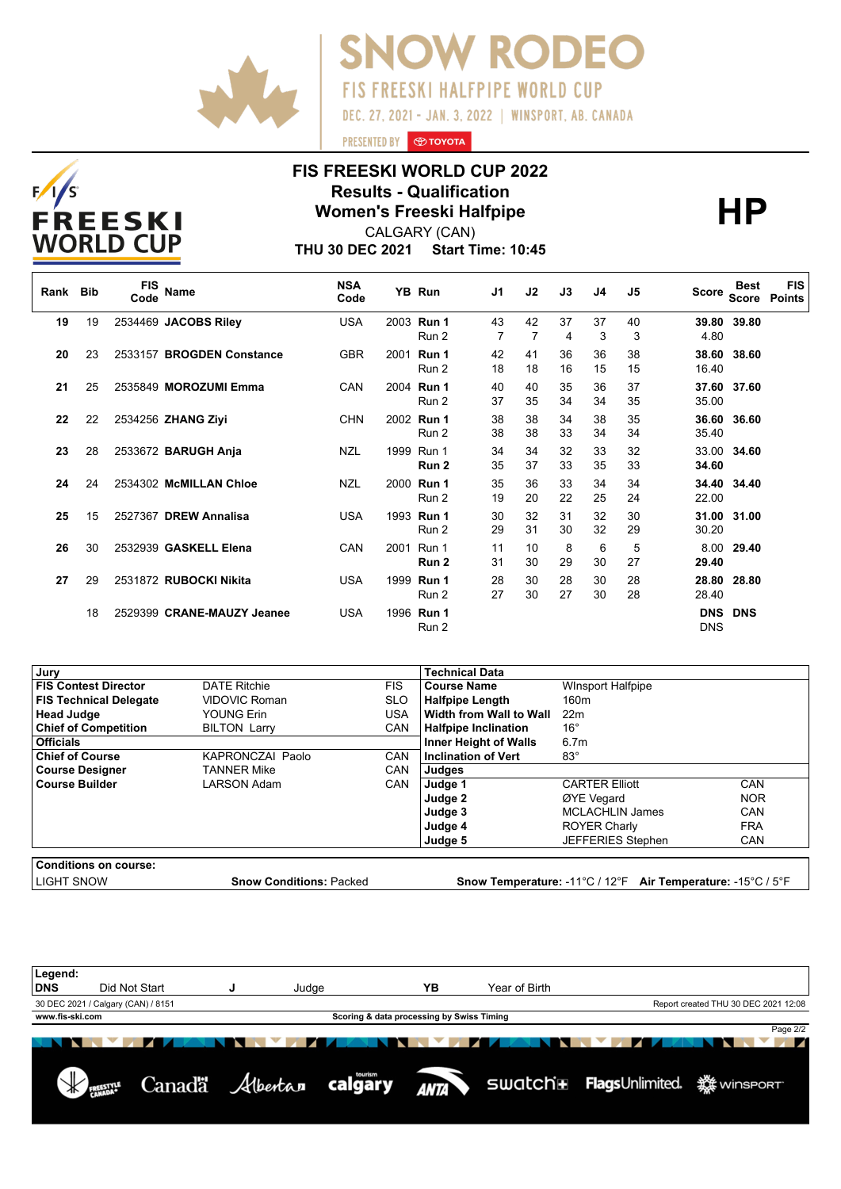# SNOW RODEO

FIS FREESKI HALFPIPE WORLD CUP

DEC. 27, 2021 - JAN. 3, 2022 | WINSPORT, AB, CANADA

PRESENTED BY TOYOTA

## FIS FREESKI WORLD CUP 2022

### Results - Qualification

### Women's Freeski Halfpipe

**HP**

CALGARY (CAN)

**THU 30 DEC 2021** **Start Time: 10:45**

| Rank | Bib | FIS Code | Name | NSA Code | YB | Run | J1 | J2 | J3 | J4 | J5 | Score | Best Score | FIS Points |
|---|---|---|---|---|---|---|---|---|---|---|---|---|---|---|
| 19 | 19 | 2534469 | **JACOBS Riley** | USA | 2003 | **Run 1** | 43 | 42 | 37 | 37 | 40 | **39.80** | **39.80** | |
| | | | | | | Run 2 | 7 | 7 | 4 | 3 | 3 | 4.80 | | |
| 20 | 23 | 2533157 | **BROGDEN Constance** | GBR | 2001 | **Run 1** | 42 | 41 | 36 | 36 | 38 | **38.60** | **38.60** | |
| | | | | | | Run 2 | 18 | 18 | 16 | 15 | 15 | 16.40 | | |
| 21 | 25 | 2535849 | **MOROZUMI Emma** | CAN | 2004 | **Run 1** | 40 | 40 | 35 | 36 | 37 | **37.60** | **37.60** | |
| | | | | | | Run 2 | 37 | 35 | 34 | 34 | 35 | 35.00 | | |
| 22 | 22 | 2534256 | **ZHANG Ziyi** | CHN | 2002 | **Run 1** | 38 | 38 | 34 | 38 | 35 | **36.60** | **36.60** | |
| | | | | | | Run 2 | 38 | 38 | 33 | 34 | 34 | 35.40 | | |
| 23 | 28 | 2533672 | **BARUGH Anja** | NZL | 1999 | Run 1 | 34 | 34 | 32 | 33 | 32 | 33.00 | **34.60** | |
| | | | | | | **Run 2** | 35 | 37 | 33 | 35 | 33 | **34.60** | | |
| 24 | 24 | 2534302 | **McMILLAN Chloe** | NZL | 2000 | **Run 1** | 35 | 36 | 33 | 34 | 34 | **34.40** | **34.40** | |
| | | | | | | Run 2 | 19 | 20 | 22 | 25 | 24 | 22.00 | | |
| 25 | 15 | 2527367 | **DREW Annalisa** | USA | 1993 | **Run 1** | 30 | 32 | 31 | 32 | 30 | **31.00** | **31.00** | |
| | | | | | | Run 2 | 29 | 31 | 30 | 32 | 29 | 30.20 | | |
| 26 | 30 | 2532939 | **GASKELL Elena** | CAN | 2001 | Run 1 | 11 | 10 | 8 | 6 | 5 | 8.00 | **29.40** | |
| | | | | | | **Run 2** | 31 | 30 | 29 | 30 | 27 | **29.40** | | |
| 27 | 29 | 2531872 | **RUBOCKI Nikita** | USA | 1999 | **Run 1** | 28 | 30 | 28 | 30 | 28 | **28.80** | **28.80** | |
| | | | | | | Run 2 | 27 | 30 | 27 | 30 | 28 | 28.40 | | |
| | 18 | 2529399 | **CRANE-MAUZY Jeanee** | USA | 1996 | **Run 1** | | | | | | **DNS** | **DNS** | |
| | | | | | | Run 2 | | | | | | DNS | | |

| Jury | | |
|---|---|---|
| **FIS Contest Director** | DATE Ritchie | FIS |
| **FIS Technical Delegate** | VIDOVIC Roman | SLO |
| **Head Judge** | YOUNG Erin | USA |
| **Chief of Competition** | BILTON Larry | CAN |
| **Officials** | | |
| **Chief of Course** | KAPRONCZAI Paolo | CAN |
| **Course Designer** | TANNER Mike | CAN |
| **Course Builder** | LARSON Adam | CAN |

| Technical Data | | |
|---|---|---|
| **Course Name** | WInsport Halfpipe | |
| **Halfpipe Length** | 160m | |
| **Width from Wall to Wall** | 22m | |
| **Halfpipe Inclination** | 16° | |
| **Inner Height of Walls** | 6.7m | |
| **Inclination of Vert** | 83° | |
| **Judges** | | |
| **Judge 1** | CARTER Elliott | CAN |
| **Judge 2** | ØYE Vegard | NOR |
| **Judge 3** | MCLACHLIN James | CAN |
| **Judge 4** | ROYER Charly | FRA |
| **Judge 5** | JEFFERIES Stephen | CAN |

**Conditions on course:**
LIGHT SNOW **Snow Conditions:** Packed **Snow Temperature:** -11°C / 12°F **Air Temperature:** -15°C / 5°F

**Legend:**
**DNS** Did Not Start **J** Judge **YB** Year of Birth

30 DEC 2021 / Calgary (CAN) / 8151 — Report created THU 30 DEC 2021 12:08

www.fis-ski.com — Scoring & data processing by Swiss Timing